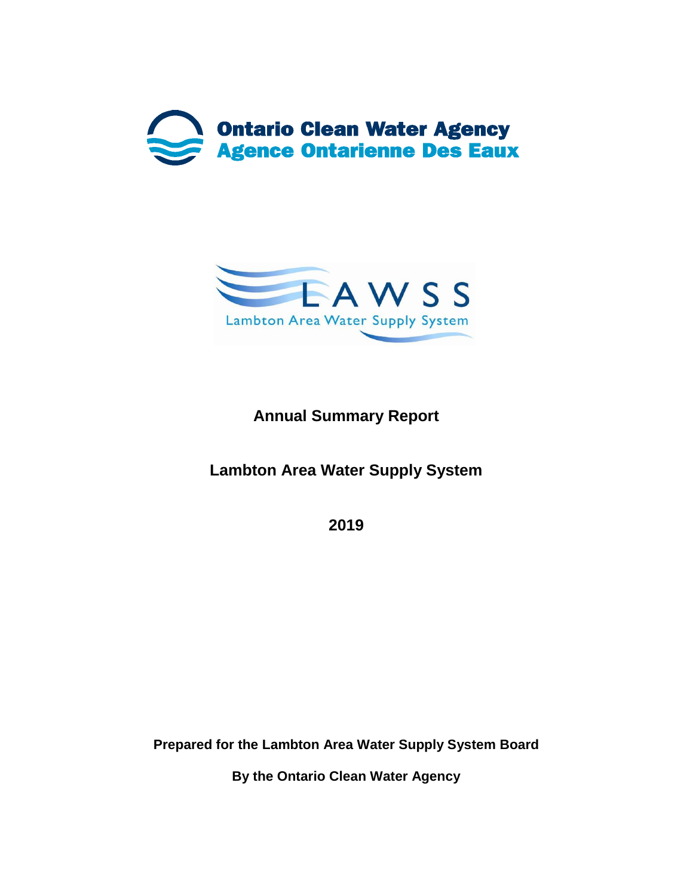Ontario Clean Water Agency
Agence Ontarienne Des Eaux

LAWSS
Lambton Area Water Supply System

# Annual Summary Report

## Lambton Area Water Supply System

## 2019

**Prepared for the Lambton Area Water Supply System Board**

**By the Ontario Clean Water Agency**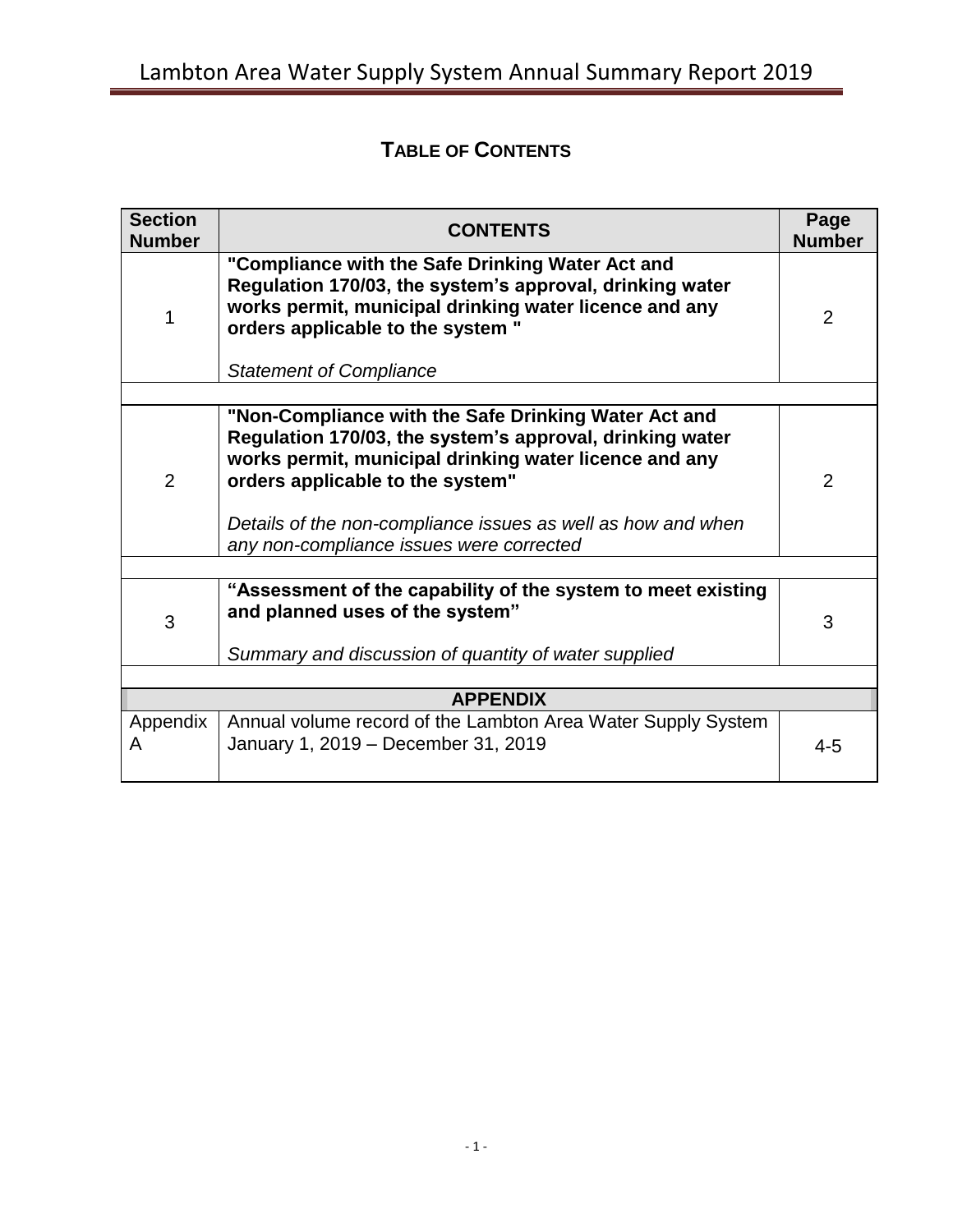## TABLE OF CONTENTS

| Section Number | CONTENTS | Page Number |
|---|---|---|
| 1 | **"Compliance with the Safe Drinking Water Act and Regulation 170/03, the system's approval, drinking water works permit, municipal drinking water licence and any orders applicable to the system "**<br><br>*Statement of Compliance* | 2 |
| | | |
| 2 | **"Non-Compliance with the Safe Drinking Water Act and Regulation 170/03, the system's approval, drinking water works permit, municipal drinking water licence and any orders applicable to the system"**<br><br>*Details of the non-compliance issues as well as how and when any non-compliance issues were corrected* | 2 |
| | | |
| 3 | **"Assessment of the capability of the system to meet existing and planned uses of the system"**<br><br>*Summary and discussion of quantity of water supplied* | 3 |
| | | |
| **APPENDIX** | | |
| Appendix A | Annual volume record of the Lambton Area Water Supply System January 1, 2019 – December 31, 2019 | 4-5 |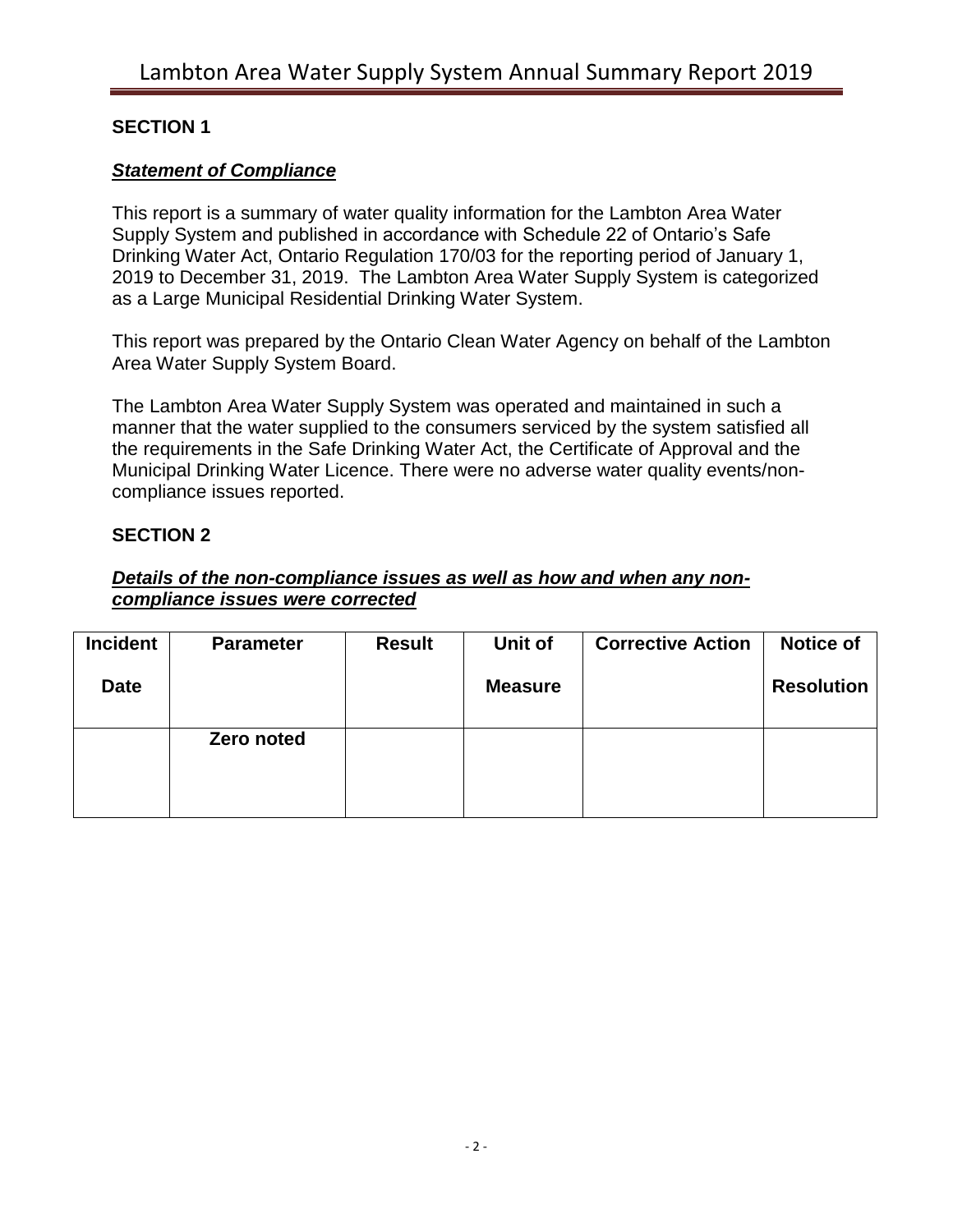## SECTION 1

***Statement of Compliance***

This report is a summary of water quality information for the Lambton Area Water Supply System and published in accordance with Schedule 22 of Ontario's Safe Drinking Water Act, Ontario Regulation 170/03 for the reporting period of January 1, 2019 to December 31, 2019. The Lambton Area Water Supply System is categorized as a Large Municipal Residential Drinking Water System.

This report was prepared by the Ontario Clean Water Agency on behalf of the Lambton Area Water Supply System Board.

The Lambton Area Water Supply System was operated and maintained in such a manner that the water supplied to the consumers serviced by the system satisfied all the requirements in the Safe Drinking Water Act, the Certificate of Approval and the Municipal Drinking Water Licence. There were no adverse water quality events/non-compliance issues reported.

## SECTION 2

***Details of the non-compliance issues as well as how and when any non-compliance issues were corrected***

| Incident Date | Parameter | Result | Unit of Measure | Corrective Action | Notice of Resolution |
|---|---|---|---|---|---|
| | **Zero noted** | | | | |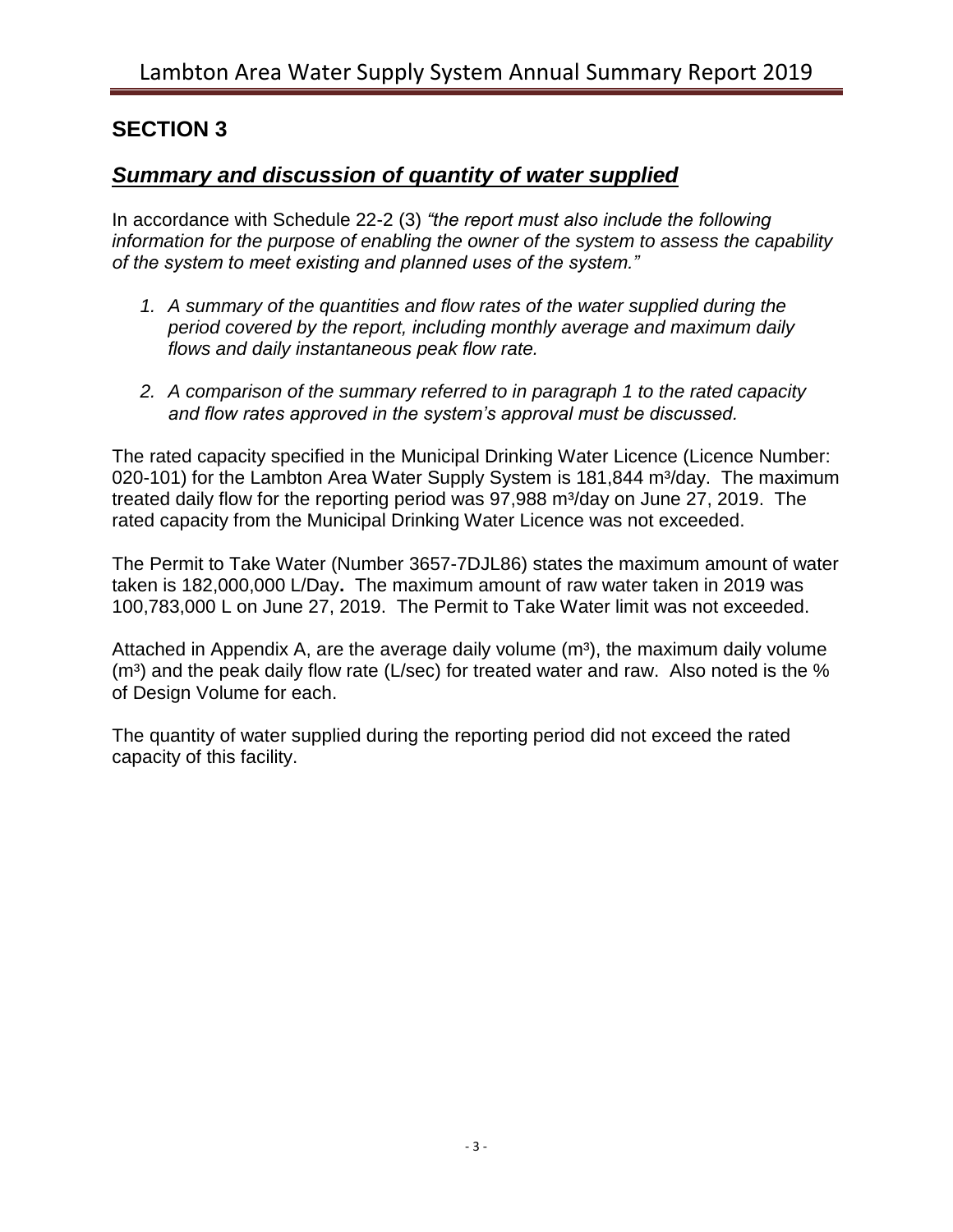## SECTION 3

## ***Summary and discussion of quantity of water supplied***

In accordance with Schedule 22-2 (3) *"the report must also include the following information for the purpose of enabling the owner of the system to assess the capability of the system to meet existing and planned uses of the system."*

1. *A summary of the quantities and flow rates of the water supplied during the period covered by the report, including monthly average and maximum daily flows and daily instantaneous peak flow rate.*

2. *A comparison of the summary referred to in paragraph 1 to the rated capacity and flow rates approved in the system's approval must be discussed.*

The rated capacity specified in the Municipal Drinking Water Licence (Licence Number: 020-101) for the Lambton Area Water Supply System is 181,844 m³/day. The maximum treated daily flow for the reporting period was 97,988 m³/day on June 27, 2019. The rated capacity from the Municipal Drinking Water Licence was not exceeded.

The Permit to Take Water (Number 3657-7DJL86) states the maximum amount of water taken is 182,000,000 L/Day**.** The maximum amount of raw water taken in 2019 was 100,783,000 L on June 27, 2019. The Permit to Take Water limit was not exceeded.

Attached in Appendix A, are the average daily volume (m³), the maximum daily volume (m³) and the peak daily flow rate (L/sec) for treated water and raw. Also noted is the % of Design Volume for each.

The quantity of water supplied during the reporting period did not exceed the rated capacity of this facility.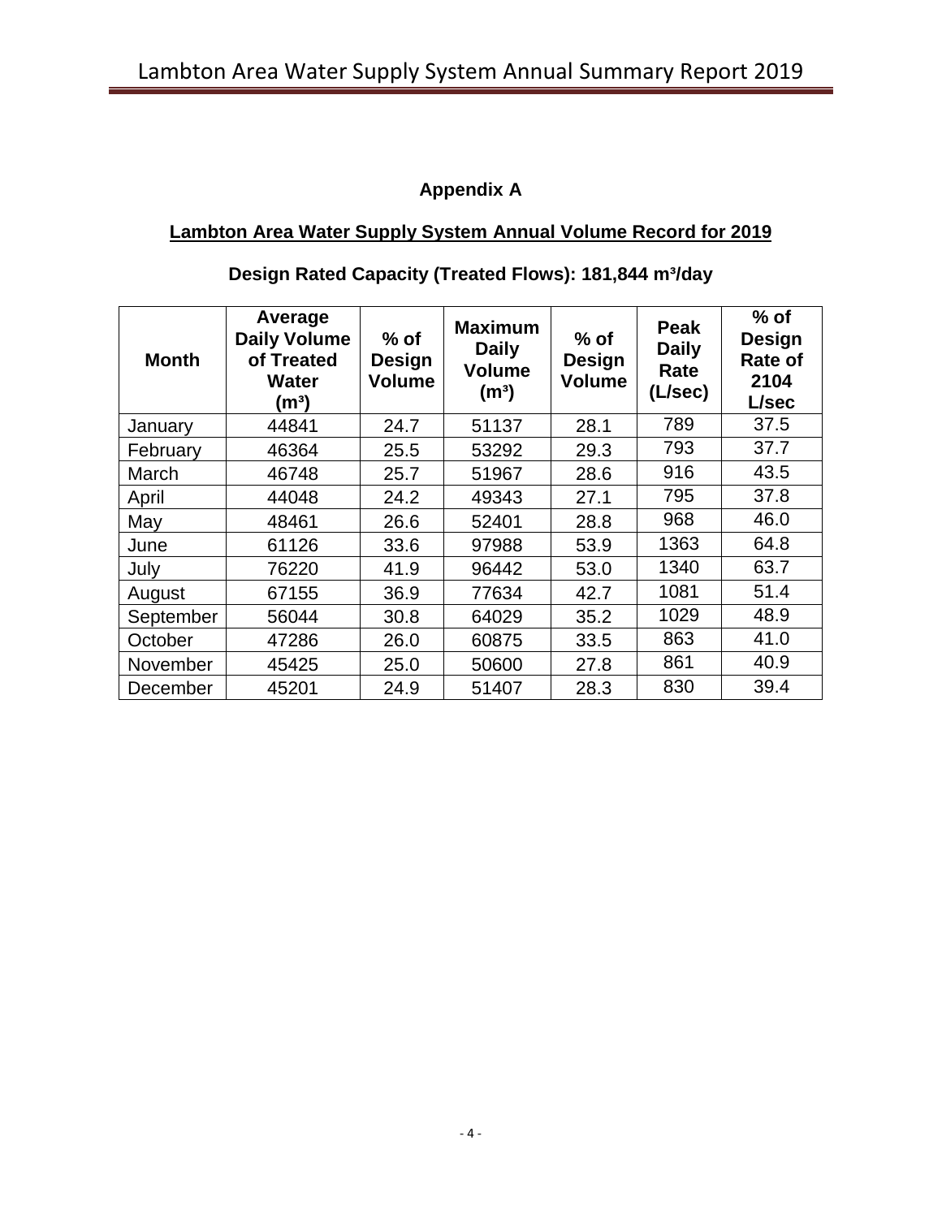**Appendix A**

**Lambton Area Water Supply System Annual Volume Record for 2019**

**Design Rated Capacity (Treated Flows): 181,844 m³/day**

| Month | Average Daily Volume of Treated Water (m³) | % of Design Volume | Maximum Daily Volume (m³) | % of Design Volume | Peak Daily Rate (L/sec) | % of Design Rate of 2104 L/sec |
|---|---|---|---|---|---|---|
| January | 44841 | 24.7 | 51137 | 28.1 | 789 | 37.5 |
| February | 46364 | 25.5 | 53292 | 29.3 | 793 | 37.7 |
| March | 46748 | 25.7 | 51967 | 28.6 | 916 | 43.5 |
| April | 44048 | 24.2 | 49343 | 27.1 | 795 | 37.8 |
| May | 48461 | 26.6 | 52401 | 28.8 | 968 | 46.0 |
| June | 61126 | 33.6 | 97988 | 53.9 | 1363 | 64.8 |
| July | 76220 | 41.9 | 96442 | 53.0 | 1340 | 63.7 |
| August | 67155 | 36.9 | 77634 | 42.7 | 1081 | 51.4 |
| September | 56044 | 30.8 | 64029 | 35.2 | 1029 | 48.9 |
| October | 47286 | 26.0 | 60875 | 33.5 | 863 | 41.0 |
| November | 45425 | 25.0 | 50600 | 27.8 | 861 | 40.9 |
| December | 45201 | 24.9 | 51407 | 28.3 | 830 | 39.4 |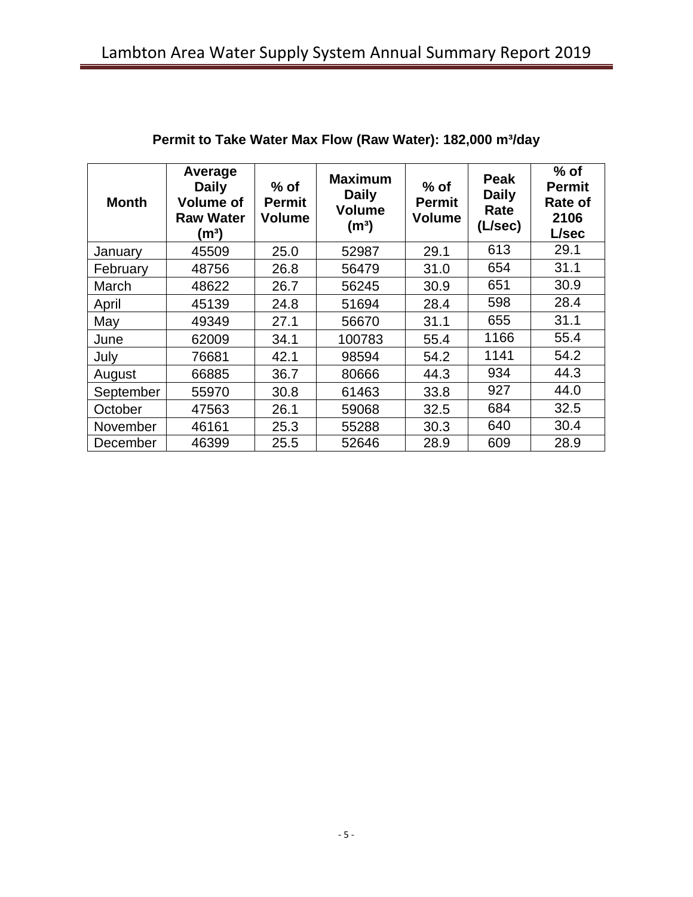**Permit to Take Water Max Flow (Raw Water): 182,000 m³/day**

| Month | Average Daily Volume of Raw Water (m³) | % of Permit Volume | Maximum Daily Volume (m³) | % of Permit Volume | Peak Daily Rate (L/sec) | % of Permit Rate of 2106 L/sec |
|---|---|---|---|---|---|---|
| January | 45509 | 25.0 | 52987 | 29.1 | 613 | 29.1 |
| February | 48756 | 26.8 | 56479 | 31.0 | 654 | 31.1 |
| March | 48622 | 26.7 | 56245 | 30.9 | 651 | 30.9 |
| April | 45139 | 24.8 | 51694 | 28.4 | 598 | 28.4 |
| May | 49349 | 27.1 | 56670 | 31.1 | 655 | 31.1 |
| June | 62009 | 34.1 | 100783 | 55.4 | 1166 | 55.4 |
| July | 76681 | 42.1 | 98594 | 54.2 | 1141 | 54.2 |
| August | 66885 | 36.7 | 80666 | 44.3 | 934 | 44.3 |
| September | 55970 | 30.8 | 61463 | 33.8 | 927 | 44.0 |
| October | 47563 | 26.1 | 59068 | 32.5 | 684 | 32.5 |
| November | 46161 | 25.3 | 55288 | 30.3 | 640 | 30.4 |
| December | 46399 | 25.5 | 52646 | 28.9 | 609 | 28.9 |